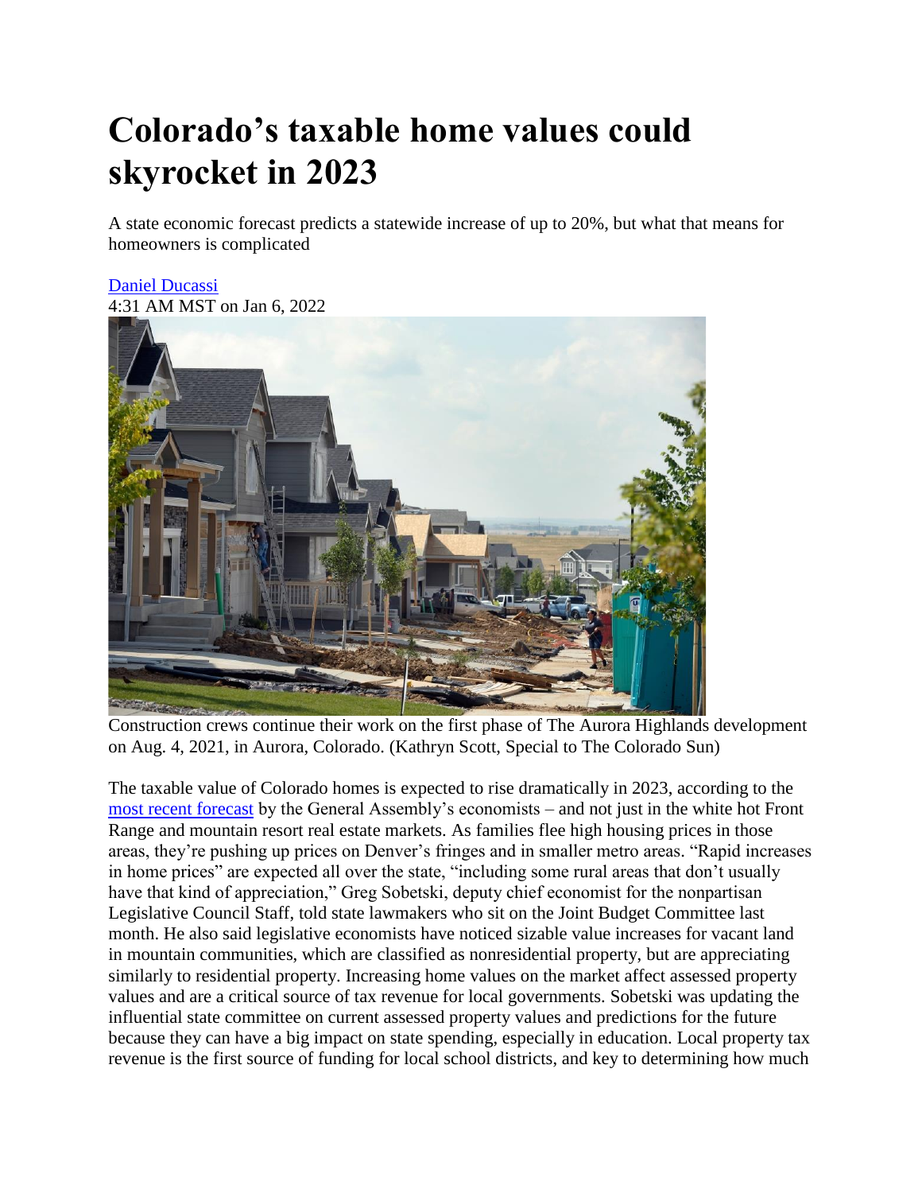# Colorado's taxable home values could skyrocket in 2023

A state economic forecast predicts a statewide increase of up to 20%, but what that means for homeowners is complicated

[Daniel Ducassi](#)
4:31 AM MST on Jan 6, 2022

Construction crews continue their work on the first phase of The Aurora Highlands development on Aug. 4, 2021, in Aurora, Colorado. (Kathryn Scott, Special to The Colorado Sun)

The taxable value of Colorado homes is expected to rise dramatically in 2023, according to the [most recent forecast](#) by the General Assembly's economists – and not just in the white hot Front Range and mountain resort real estate markets. As families flee high housing prices in those areas, they're pushing up prices on Denver's fringes and in smaller metro areas. "Rapid increases in home prices" are expected all over the state, "including some rural areas that don't usually have that kind of appreciation," Greg Sobetski, deputy chief economist for the nonpartisan Legislative Council Staff, told state lawmakers who sit on the Joint Budget Committee last month. He also said legislative economists have noticed sizable value increases for vacant land in mountain communities, which are classified as nonresidential property, but are appreciating similarly to residential property. Increasing home values on the market affect assessed property values and are a critical source of tax revenue for local governments. Sobetski was updating the influential state committee on current assessed property values and predictions for the future because they can have a big impact on state spending, especially in education. Local property tax revenue is the first source of funding for local school districts, and key to determining how much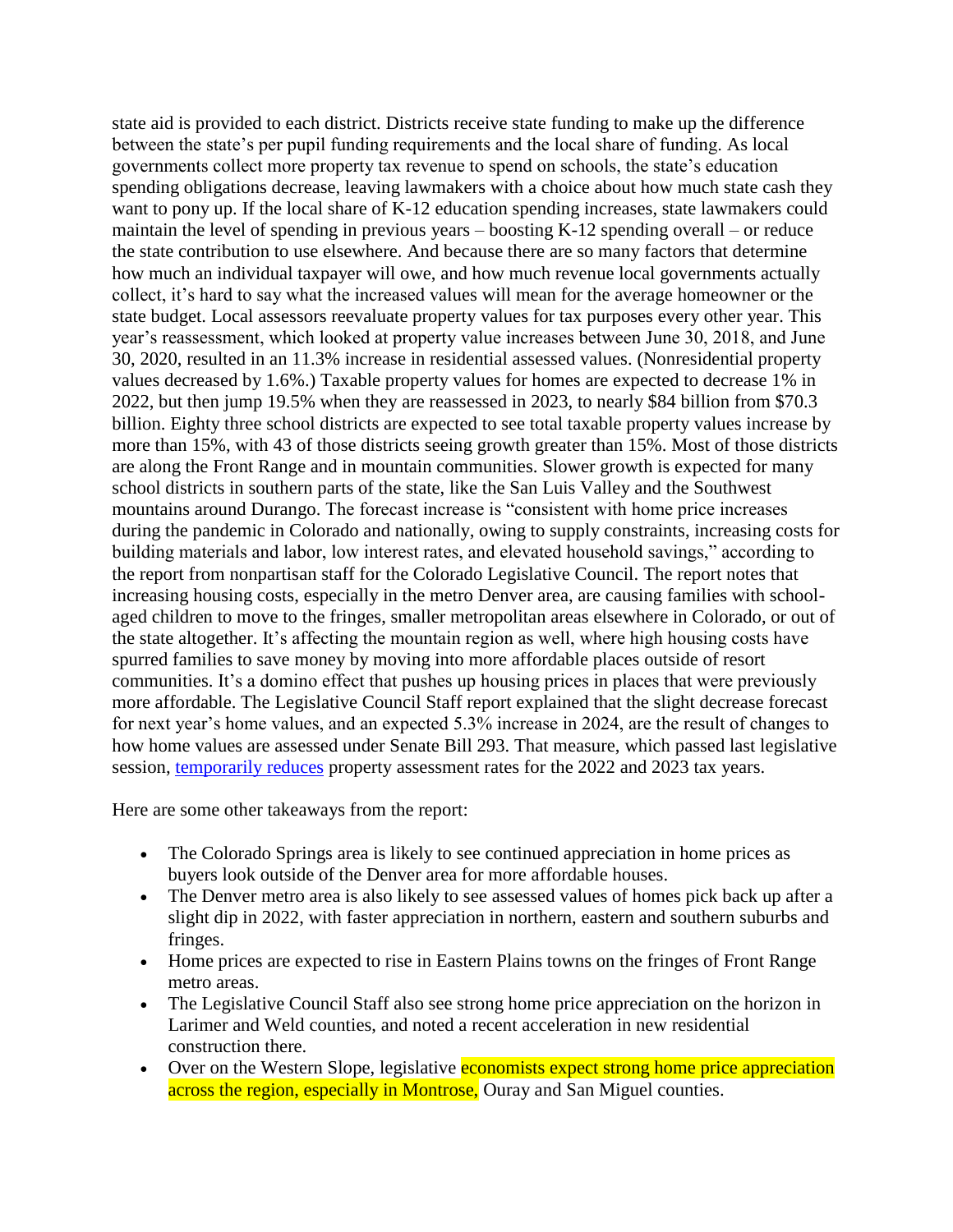state aid is provided to each district. Districts receive state funding to make up the difference between the state's per pupil funding requirements and the local share of funding. As local governments collect more property tax revenue to spend on schools, the state's education spending obligations decrease, leaving lawmakers with a choice about how much state cash they want to pony up. If the local share of K-12 education spending increases, state lawmakers could maintain the level of spending in previous years – boosting K-12 spending overall – or reduce the state contribution to use elsewhere. And because there are so many factors that determine how much an individual taxpayer will owe, and how much revenue local governments actually collect, it's hard to say what the increased values will mean for the average homeowner or the state budget. Local assessors reevaluate property values for tax purposes every other year. This year's reassessment, which looked at property value increases between June 30, 2018, and June 30, 2020, resulted in an 11.3% increase in residential assessed values. (Nonresidential property values decreased by 1.6%.) Taxable property values for homes are expected to decrease 1% in 2022, but then jump 19.5% when they are reassessed in 2023, to nearly $84 billion from $70.3 billion. Eighty three school districts are expected to see total taxable property values increase by more than 15%, with 43 of those districts seeing growth greater than 15%. Most of those districts are along the Front Range and in mountain communities. Slower growth is expected for many school districts in southern parts of the state, like the San Luis Valley and the Southwest mountains around Durango. The forecast increase is "consistent with home price increases during the pandemic in Colorado and nationally, owing to supply constraints, increasing costs for building materials and labor, low interest rates, and elevated household savings," according to the report from nonpartisan staff for the Colorado Legislative Council. The report notes that increasing housing costs, especially in the metro Denver area, are causing families with school-aged children to move to the fringes, smaller metropolitan areas elsewhere in Colorado, or out of the state altogether. It's affecting the mountain region as well, where high housing costs have spurred families to save money by moving into more affordable places outside of resort communities. It's a domino effect that pushes up housing prices in places that were previously more affordable. The Legislative Council Staff report explained that the slight decrease forecast for next year's home values, and an expected 5.3% increase in 2024, are the result of changes to how home values are assessed under Senate Bill 293. That measure, which passed last legislative session, temporarily reduces property assessment rates for the 2022 and 2023 tax years.

Here are some other takeaways from the report:

- The Colorado Springs area is likely to see continued appreciation in home prices as buyers look outside of the Denver area for more affordable houses.
- The Denver metro area is also likely to see assessed values of homes pick back up after a slight dip in 2022, with faster appreciation in northern, eastern and southern suburbs and fringes.
- Home prices are expected to rise in Eastern Plains towns on the fringes of Front Range metro areas.
- The Legislative Council Staff also see strong home price appreciation on the horizon in Larimer and Weld counties, and noted a recent acceleration in new residential construction there.
- Over on the Western Slope, legislative economists expect strong home price appreciation across the region, especially in Montrose, Ouray and San Miguel counties.